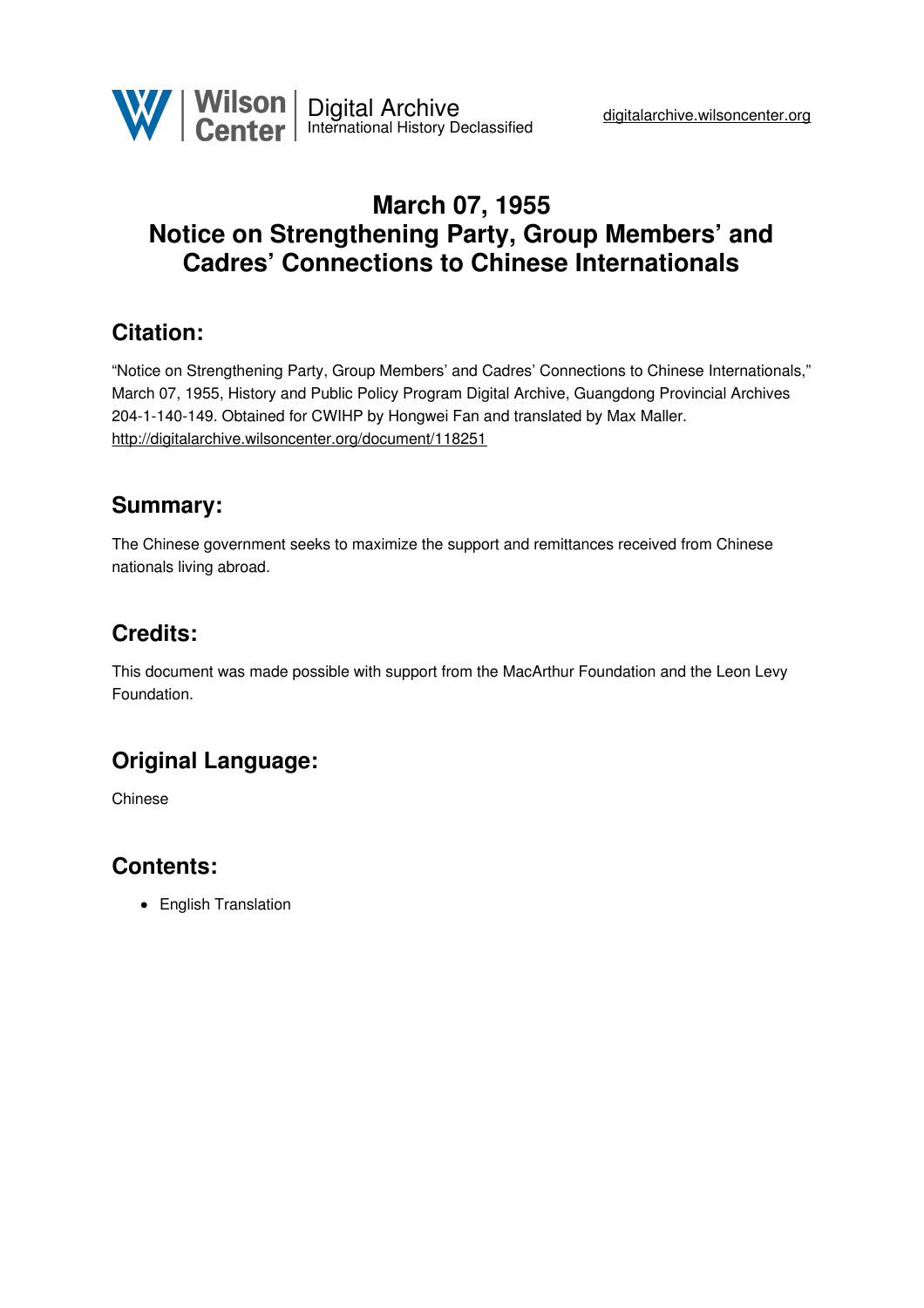# March 07, 1955
# Notice on Strengthening Party, Group Members' and Cadres' Connections to Chinese Internationals

## Citation:

"Notice on Strengthening Party, Group Members' and Cadres' Connections to Chinese Internationals," March 07, 1955, History and Public Policy Program Digital Archive, Guangdong Provincial Archives 204-1-140-149. Obtained for CWIHP by Hongwei Fan and translated by Max Maller.
http://digitalarchive.wilsoncenter.org/document/118251

## Summary:

The Chinese government seeks to maximize the support and remittances received from Chinese nationals living abroad.

## Credits:

This document was made possible with support from the MacArthur Foundation and the Leon Levy Foundation.

## Original Language:

Chinese

## Contents:

- English Translation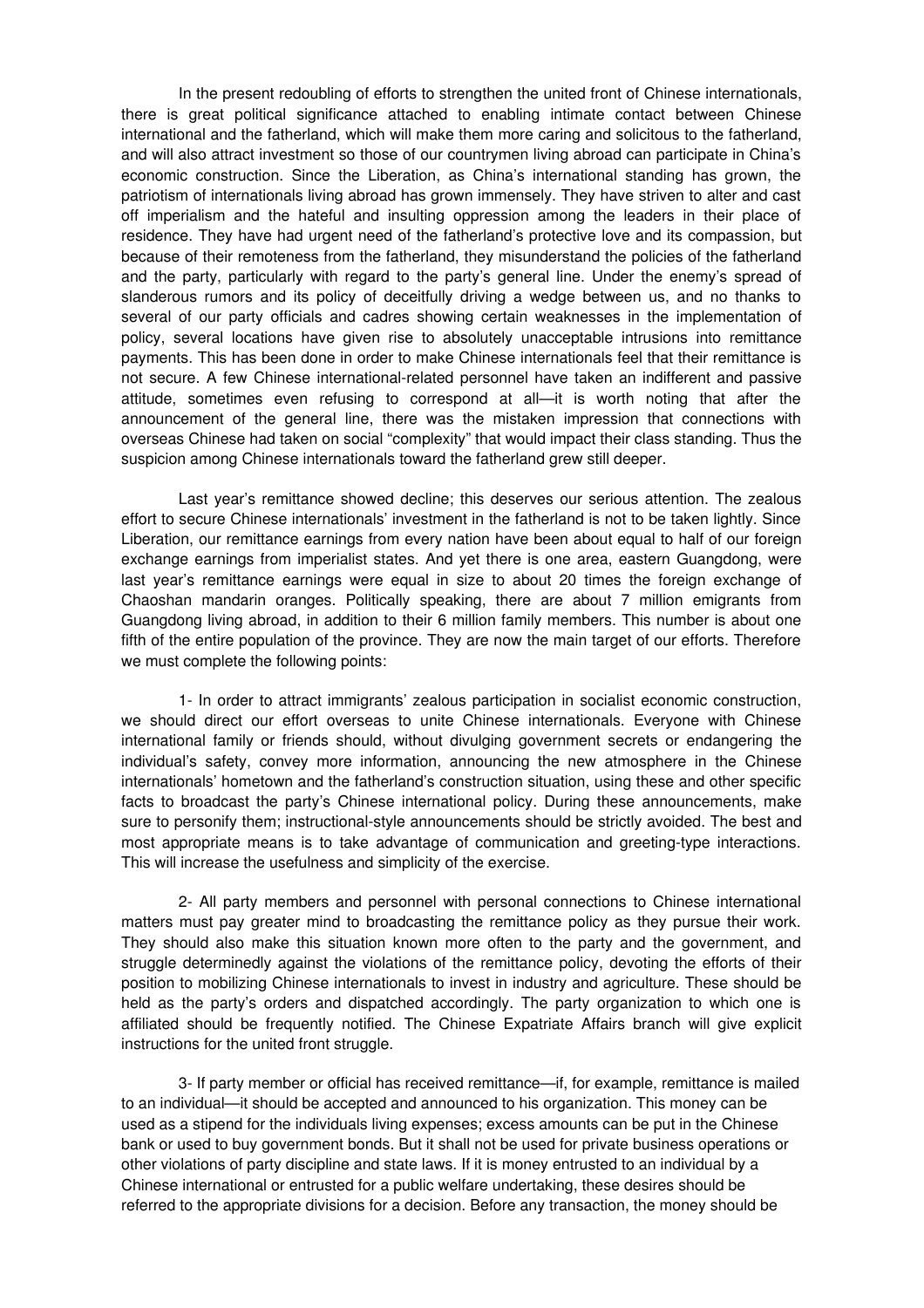In the present redoubling of efforts to strengthen the united front of Chinese internationals, there is great political significance attached to enabling intimate contact between Chinese international and the fatherland, which will make them more caring and solicitous to the fatherland, and will also attract investment so those of our countrymen living abroad can participate in China's economic construction. Since the Liberation, as China's international standing has grown, the patriotism of internationals living abroad has grown immensely. They have striven to alter and cast off imperialism and the hateful and insulting oppression among the leaders in their place of residence. They have had urgent need of the fatherland's protective love and its compassion, but because of their remoteness from the fatherland, they misunderstand the policies of the fatherland and the party, particularly with regard to the party's general line. Under the enemy's spread of slanderous rumors and its policy of deceitfully driving a wedge between us, and no thanks to several of our party officials and cadres showing certain weaknesses in the implementation of policy, several locations have given rise to absolutely unacceptable intrusions into remittance payments. This has been done in order to make Chinese internationals feel that their remittance is not secure. A few Chinese international-related personnel have taken an indifferent and passive attitude, sometimes even refusing to correspond at all—it is worth noting that after the announcement of the general line, there was the mistaken impression that connections with overseas Chinese had taken on social "complexity" that would impact their class standing. Thus the suspicion among Chinese internationals toward the fatherland grew still deeper.

Last year's remittance showed decline; this deserves our serious attention. The zealous effort to secure Chinese internationals' investment in the fatherland is not to be taken lightly. Since Liberation, our remittance earnings from every nation have been about equal to half of our foreign exchange earnings from imperialist states. And yet there is one area, eastern Guangdong, were last year's remittance earnings were equal in size to about 20 times the foreign exchange of Chaoshan mandarin oranges. Politically speaking, there are about 7 million emigrants from Guangdong living abroad, in addition to their 6 million family members. This number is about one fifth of the entire population of the province. They are now the main target of our efforts. Therefore we must complete the following points:

1- In order to attract immigrants' zealous participation in socialist economic construction, we should direct our effort overseas to unite Chinese internationals. Everyone with Chinese international family or friends should, without divulging government secrets or endangering the individual's safety, convey more information, announcing the new atmosphere in the Chinese internationals' hometown and the fatherland's construction situation, using these and other specific facts to broadcast the party's Chinese international policy. During these announcements, make sure to personify them; instructional-style announcements should be strictly avoided. The best and most appropriate means is to take advantage of communication and greeting-type interactions. This will increase the usefulness and simplicity of the exercise.

2- All party members and personnel with personal connections to Chinese international matters must pay greater mind to broadcasting the remittance policy as they pursue their work. They should also make this situation known more often to the party and the government, and struggle determinedly against the violations of the remittance policy, devoting the efforts of their position to mobilizing Chinese internationals to invest in industry and agriculture. These should be held as the party's orders and dispatched accordingly. The party organization to which one is affiliated should be frequently notified. The Chinese Expatriate Affairs branch will give explicit instructions for the united front struggle.

3- If party member or official has received remittance—if, for example, remittance is mailed to an individual—it should be accepted and announced to his organization. This money can be used as a stipend for the individuals living expenses; excess amounts can be put in the Chinese bank or used to buy government bonds. But it shall not be used for private business operations or other violations of party discipline and state laws. If it is money entrusted to an individual by a Chinese international or entrusted for a public welfare undertaking, these desires should be referred to the appropriate divisions for a decision. Before any transaction, the money should be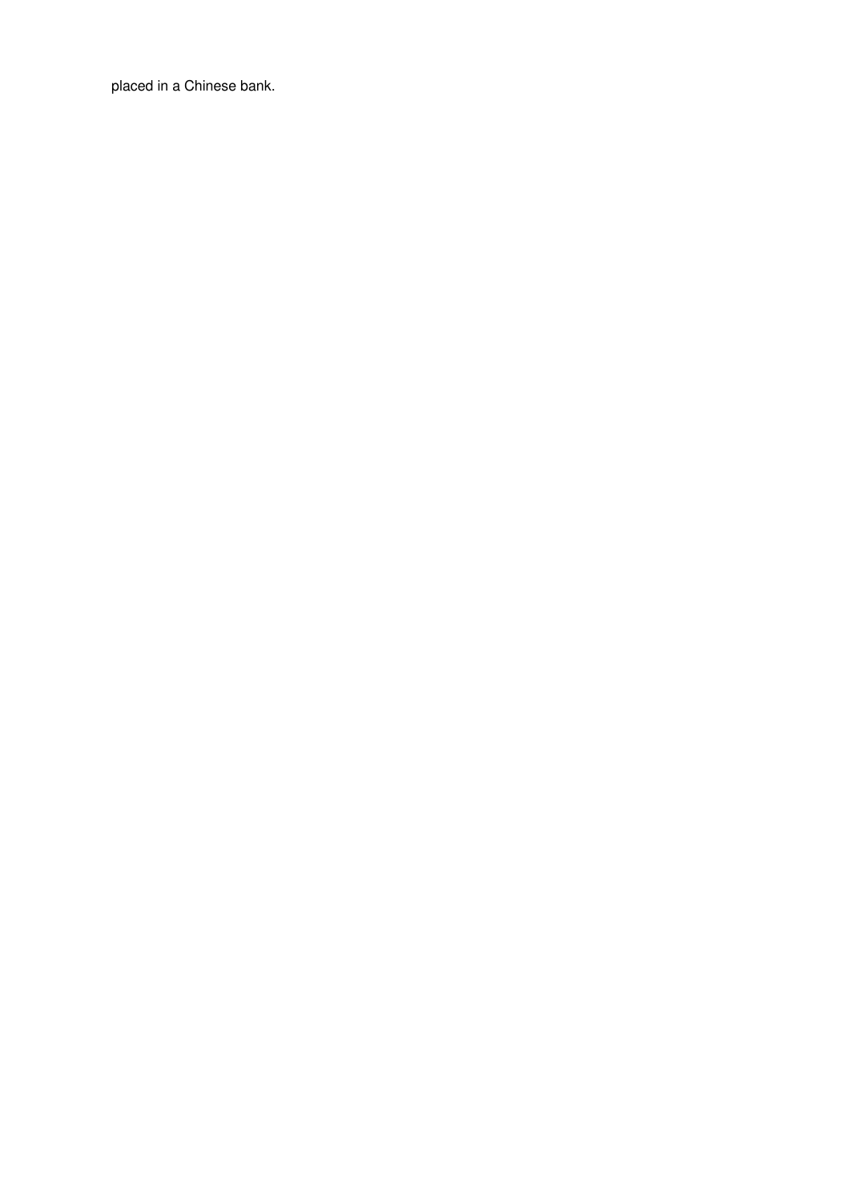placed in a Chinese bank.